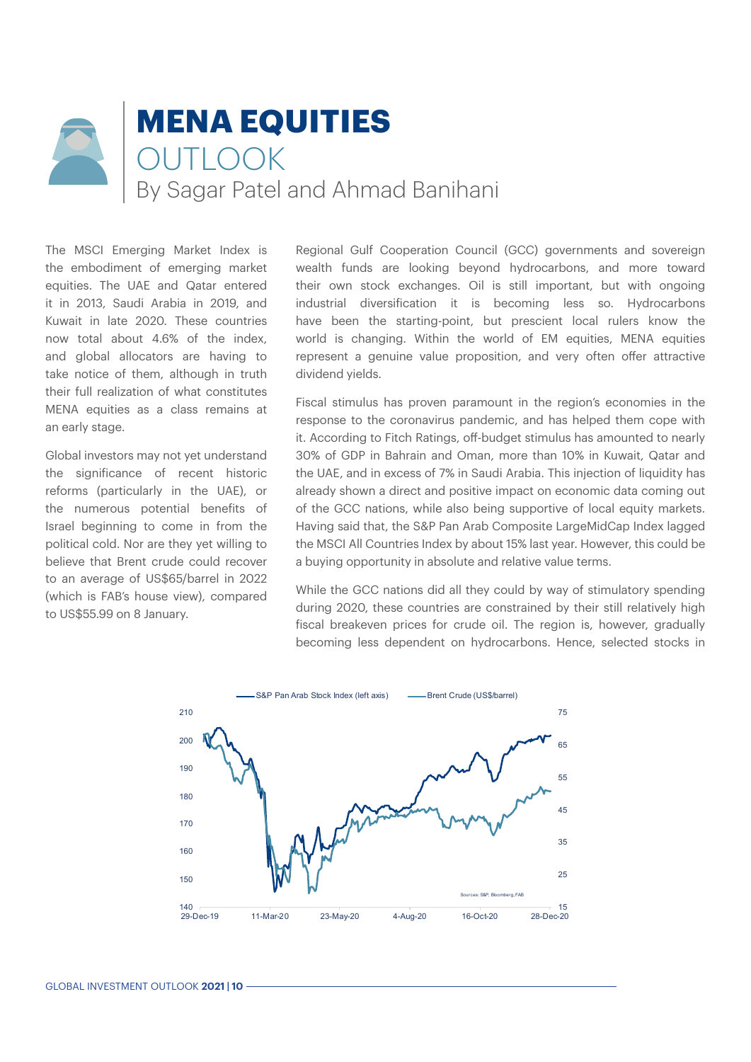# MENA EQUITIES OUTLOOK

By Sagar Patel and Ahmad Banihani

The MSCI Emerging Market Index is the embodiment of emerging market equities. The UAE and Qatar entered it in 2013, Saudi Arabia in 2019, and Kuwait in late 2020. These countries now total about 4.6% of the index, and global allocators are having to take notice of them, although in truth their full realization of what constitutes MENA equities as a class remains at an early stage.

Global investors may not yet understand the significance of recent historic reforms (particularly in the UAE), or the numerous potential benefits of Israel beginning to come in from the political cold. Nor are they yet willing to believe that Brent crude could recover to an average of US$65/barrel in 2022 (which is FAB's house view), compared to US$55.99 on 8 January.

Regional Gulf Cooperation Council (GCC) governments and sovereign wealth funds are looking beyond hydrocarbons, and more toward their own stock exchanges. Oil is still important, but with ongoing industrial diversification it is becoming less so. Hydrocarbons have been the starting-point, but prescient local rulers know the world is changing. Within the world of EM equities, MENA equities represent a genuine value proposition, and very often offer attractive dividend yields.

Fiscal stimulus has proven paramount in the region's economies in the response to the coronavirus pandemic, and has helped them cope with it. According to Fitch Ratings, off-budget stimulus has amounted to nearly 30% of GDP in Bahrain and Oman, more than 10% in Kuwait, Qatar and the UAE, and in excess of 7% in Saudi Arabia. This injection of liquidity has already shown a direct and positive impact on economic data coming out of the GCC nations, while also being supportive of local equity markets. Having said that, the S&P Pan Arab Composite LargeMidCap Index lagged the MSCI All Countries Index by about 15% last year. However, this could be a buying opportunity in absolute and relative value terms.

While the GCC nations did all they could by way of stimulatory spending during 2020, these countries are constrained by their still relatively high fiscal breakeven prices for crude oil. The region is, however, gradually becoming less dependent on hydrocarbons. Hence, selected stocks in

S&P Pan Arab Stock Index (left axis) — Brent Crude (US$/barrel)

Sources: S&P, Bloomberg, FAB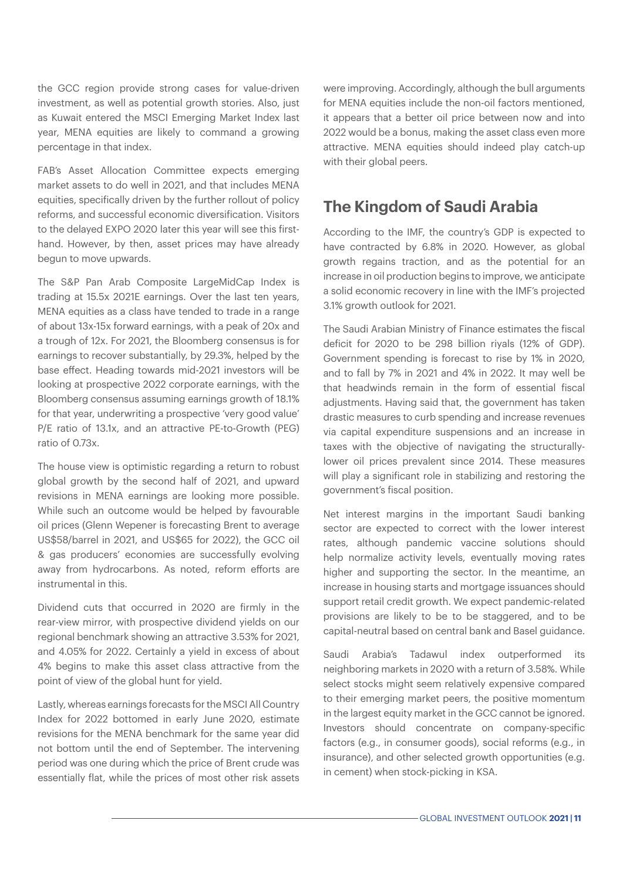the GCC region provide strong cases for value-driven investment, as well as potential growth stories. Also, just as Kuwait entered the MSCI Emerging Market Index last year, MENA equities are likely to command a growing percentage in that index.

FAB's Asset Allocation Committee expects emerging market assets to do well in 2021, and that includes MENA equities, specifically driven by the further rollout of policy reforms, and successful economic diversification. Visitors to the delayed EXPO 2020 later this year will see this first-hand. However, by then, asset prices may have already begun to move upwards.

The S&P Pan Arab Composite LargeMidCap Index is trading at 15.5x 2021E earnings. Over the last ten years, MENA equities as a class have tended to trade in a range of about 13x-15x forward earnings, with a peak of 20x and a trough of 12x. For 2021, the Bloomberg consensus is for earnings to recover substantially, by 29.3%, helped by the base effect. Heading towards mid-2021 investors will be looking at prospective 2022 corporate earnings, with the Bloomberg consensus assuming earnings growth of 18.1% for that year, underwriting a prospective 'very good value' P/E ratio of 13.1x, and an attractive PE-to-Growth (PEG) ratio of 0.73x.

The house view is optimistic regarding a return to robust global growth by the second half of 2021, and upward revisions in MENA earnings are looking more possible. While such an outcome would be helped by favourable oil prices (Glenn Wepener is forecasting Brent to average US$58/barrel in 2021, and US$65 for 2022), the GCC oil & gas producers' economies are successfully evolving away from hydrocarbons. As noted, reform efforts are instrumental in this.

Dividend cuts that occurred in 2020 are firmly in the rear-view mirror, with prospective dividend yields on our regional benchmark showing an attractive 3.53% for 2021, and 4.05% for 2022. Certainly a yield in excess of about 4% begins to make this asset class attractive from the point of view of the global hunt for yield.

Lastly, whereas earnings forecasts for the MSCI All Country Index for 2022 bottomed in early June 2020, estimate revisions for the MENA benchmark for the same year did not bottom until the end of September. The intervening period was one during which the price of Brent crude was essentially flat, while the prices of most other risk assets were improving. Accordingly, although the bull arguments for MENA equities include the non-oil factors mentioned, it appears that a better oil price between now and into 2022 would be a bonus, making the asset class even more attractive. MENA equities should indeed play catch-up with their global peers.

## The Kingdom of Saudi Arabia

According to the IMF, the country's GDP is expected to have contracted by 6.8% in 2020. However, as global growth regains traction, and as the potential for an increase in oil production begins to improve, we anticipate a solid economic recovery in line with the IMF's projected 3.1% growth outlook for 2021.

The Saudi Arabian Ministry of Finance estimates the fiscal deficit for 2020 to be 298 billion riyals (12% of GDP). Government spending is forecast to rise by 1% in 2020, and to fall by 7% in 2021 and 4% in 2022. It may well be that headwinds remain in the form of essential fiscal adjustments. Having said that, the government has taken drastic measures to curb spending and increase revenues via capital expenditure suspensions and an increase in taxes with the objective of navigating the structurally-lower oil prices prevalent since 2014. These measures will play a significant role in stabilizing and restoring the government's fiscal position.

Net interest margins in the important Saudi banking sector are expected to correct with the lower interest rates, although pandemic vaccine solutions should help normalize activity levels, eventually moving rates higher and supporting the sector. In the meantime, an increase in housing starts and mortgage issuances should support retail credit growth. We expect pandemic-related provisions are likely to be to be staggered, and to be capital-neutral based on central bank and Basel guidance.

Saudi Arabia's Tadawul index outperformed its neighboring markets in 2020 with a return of 3.58%. While select stocks might seem relatively expensive compared to their emerging market peers, the positive momentum in the largest equity market in the GCC cannot be ignored. Investors should concentrate on company-specific factors (e.g., in consumer goods), social reforms (e.g., in insurance), and other selected growth opportunities (e.g. in cement) when stock-picking in KSA.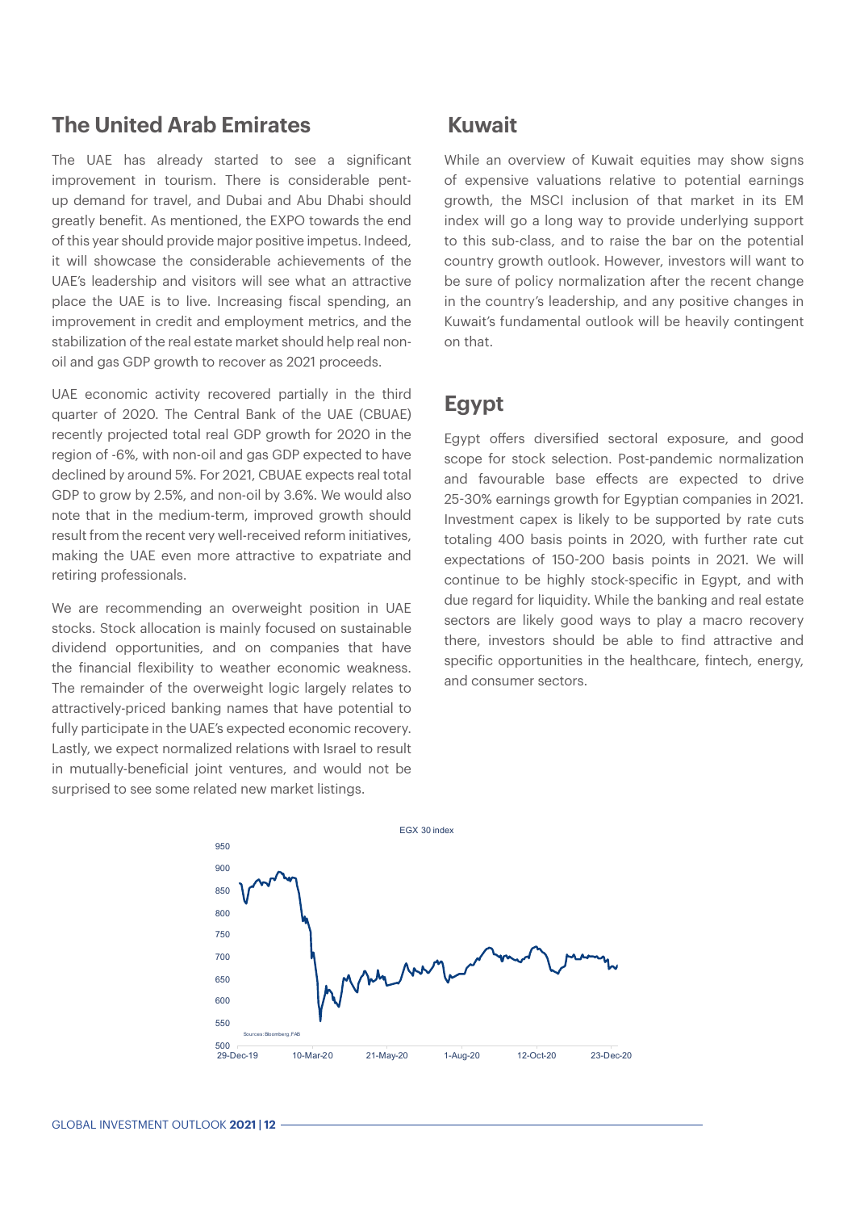## The United Arab Emirates

The UAE has already started to see a significant improvement in tourism. There is considerable pent-up demand for travel, and Dubai and Abu Dhabi should greatly benefit. As mentioned, the EXPO towards the end of this year should provide major positive impetus. Indeed, it will showcase the considerable achievements of the UAE's leadership and visitors will see what an attractive place the UAE is to live. Increasing fiscal spending, an improvement in credit and employment metrics, and the stabilization of the real estate market should help real non-oil and gas GDP growth to recover as 2021 proceeds.

UAE economic activity recovered partially in the third quarter of 2020. The Central Bank of the UAE (CBUAE) recently projected total real GDP growth for 2020 in the region of -6%, with non-oil and gas GDP expected to have declined by around 5%. For 2021, CBUAE expects real total GDP to grow by 2.5%, and non-oil by 3.6%. We would also note that in the medium-term, improved growth should result from the recent very well-received reform initiatives, making the UAE even more attractive to expatriate and retiring professionals.

We are recommending an overweight position in UAE stocks. Stock allocation is mainly focused on sustainable dividend opportunities, and on companies that have the financial flexibility to weather economic weakness. The remainder of the overweight logic largely relates to attractively-priced banking names that have potential to fully participate in the UAE's expected economic recovery. Lastly, we expect normalized relations with Israel to result in mutually-beneficial joint ventures, and would not be surprised to see some related new market listings.

## Kuwait

While an overview of Kuwait equities may show signs of expensive valuations relative to potential earnings growth, the MSCI inclusion of that market in its EM index will go a long way to provide underlying support to this sub-class, and to raise the bar on the potential country growth outlook. However, investors will want to be sure of policy normalization after the recent change in the country's leadership, and any positive changes in Kuwait's fundamental outlook will be heavily contingent on that.

## Egypt

Egypt offers diversified sectoral exposure, and good scope for stock selection. Post-pandemic normalization and favourable base effects are expected to drive 25-30% earnings growth for Egyptian companies in 2021. Investment capex is likely to be supported by rate cuts totaling 400 basis points in 2020, with further rate cut expectations of 150-200 basis points in 2021. We will continue to be highly stock-specific in Egypt, and with due regard for liquidity. While the banking and real estate sectors are likely good ways to play a macro recovery there, investors should be able to find attractive and specific opportunities in the healthcare, fintech, energy, and consumer sectors.

EGX 30 index

950
900
850
800
750
700
650
600
550
500

29-Dec-19 10-Mar-20 21-May-20 1-Aug-20 12-Oct-20 23-Dec-20

Sources: Bloomberg, FAB